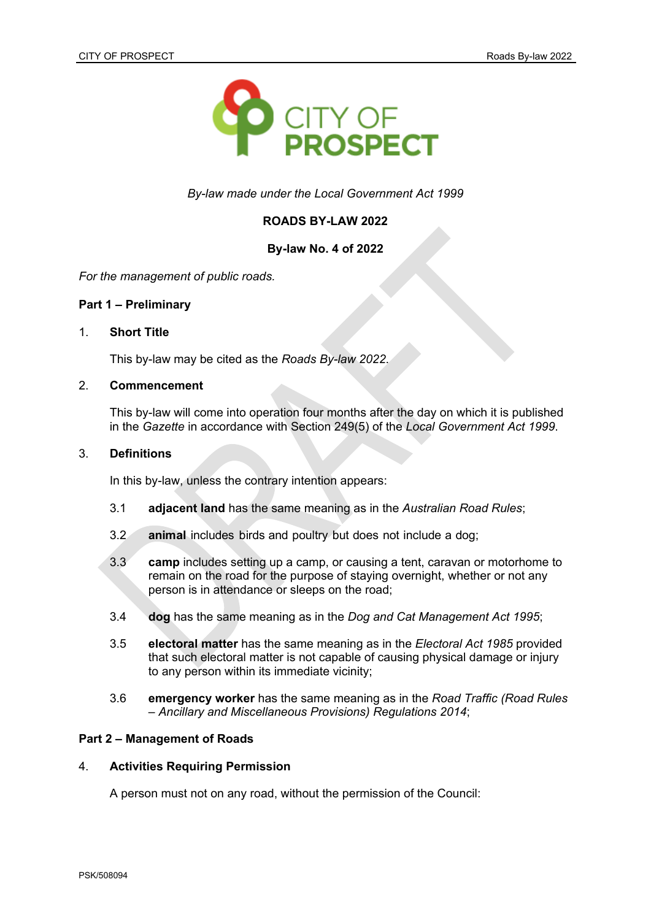*By-law made under the Local Government Act 1999*

**ROADS BY-LAW 2022**

**By-law No. 4 of 2022**

*For the management of public roads.*

## Part 1 – Preliminary

### 1. Short Title

This by-law may be cited as the *Roads By-law 2022*.

### 2. Commencement

This by-law will come into operation four months after the day on which it is published in the *Gazette* in accordance with Section 249(5) of the *Local Government Act 1999*.

### 3. Definitions

In this by-law, unless the contrary intention appears:

3.1 **adjacent land** has the same meaning as in the *Australian Road Rules*;

3.2 **animal** includes birds and poultry but does not include a dog;

3.3 **camp** includes setting up a camp, or causing a tent, caravan or motorhome to remain on the road for the purpose of staying overnight, whether or not any person is in attendance or sleeps on the road;

3.4 **dog** has the same meaning as in the *Dog and Cat Management Act 1995*;

3.5 **electoral matter** has the same meaning as in the *Electoral Act 1985* provided that such electoral matter is not capable of causing physical damage or injury to any person within its immediate vicinity;

3.6 **emergency worker** has the same meaning as in the *Road Traffic (Road Rules – Ancillary and Miscellaneous Provisions) Regulations 2014*;

## Part 2 – Management of Roads

### 4. Activities Requiring Permission

A person must not on any road, without the permission of the Council: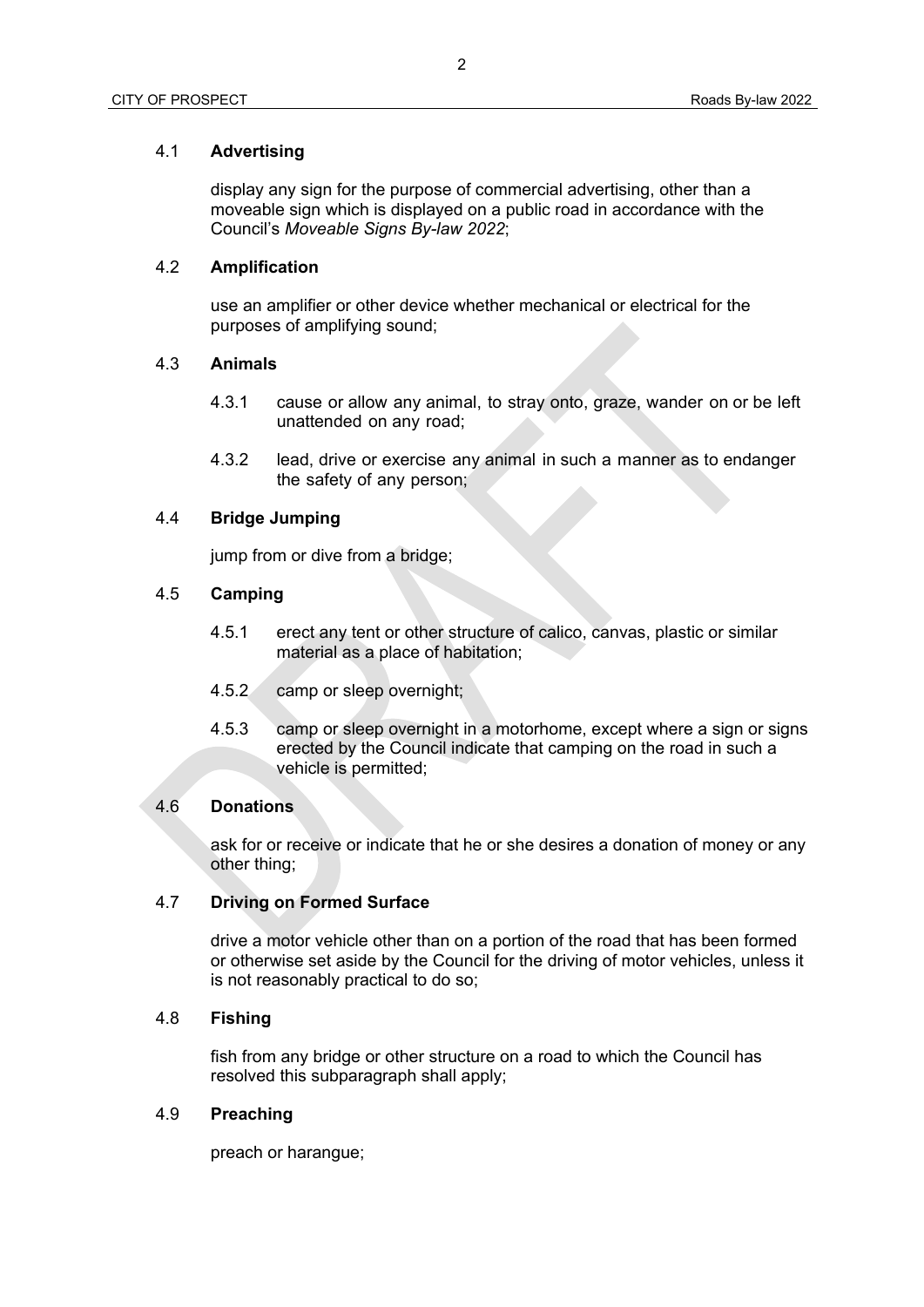### 4.1 **Advertising**

display any sign for the purpose of commercial advertising, other than a moveable sign which is displayed on a public road in accordance with the Council's *Moveable Signs By-law 2022*;

### 4.2 **Amplification**

use an amplifier or other device whether mechanical or electrical for the purposes of amplifying sound;

### 4.3 **Animals**

4.3.1 cause or allow any animal, to stray onto, graze, wander on or be left unattended on any road;

4.3.2 lead, drive or exercise any animal in such a manner as to endanger the safety of any person;

### 4.4 **Bridge Jumping**

jump from or dive from a bridge;

### 4.5 **Camping**

4.5.1 erect any tent or other structure of calico, canvas, plastic or similar material as a place of habitation;

4.5.2 camp or sleep overnight;

4.5.3 camp or sleep overnight in a motorhome, except where a sign or signs erected by the Council indicate that camping on the road in such a vehicle is permitted;

### 4.6 **Donations**

ask for or receive or indicate that he or she desires a donation of money or any other thing;

### 4.7 **Driving on Formed Surface**

drive a motor vehicle other than on a portion of the road that has been formed or otherwise set aside by the Council for the driving of motor vehicles, unless it is not reasonably practical to do so;

### 4.8 **Fishing**

fish from any bridge or other structure on a road to which the Council has resolved this subparagraph shall apply;

### 4.9 **Preaching**

preach or harangue;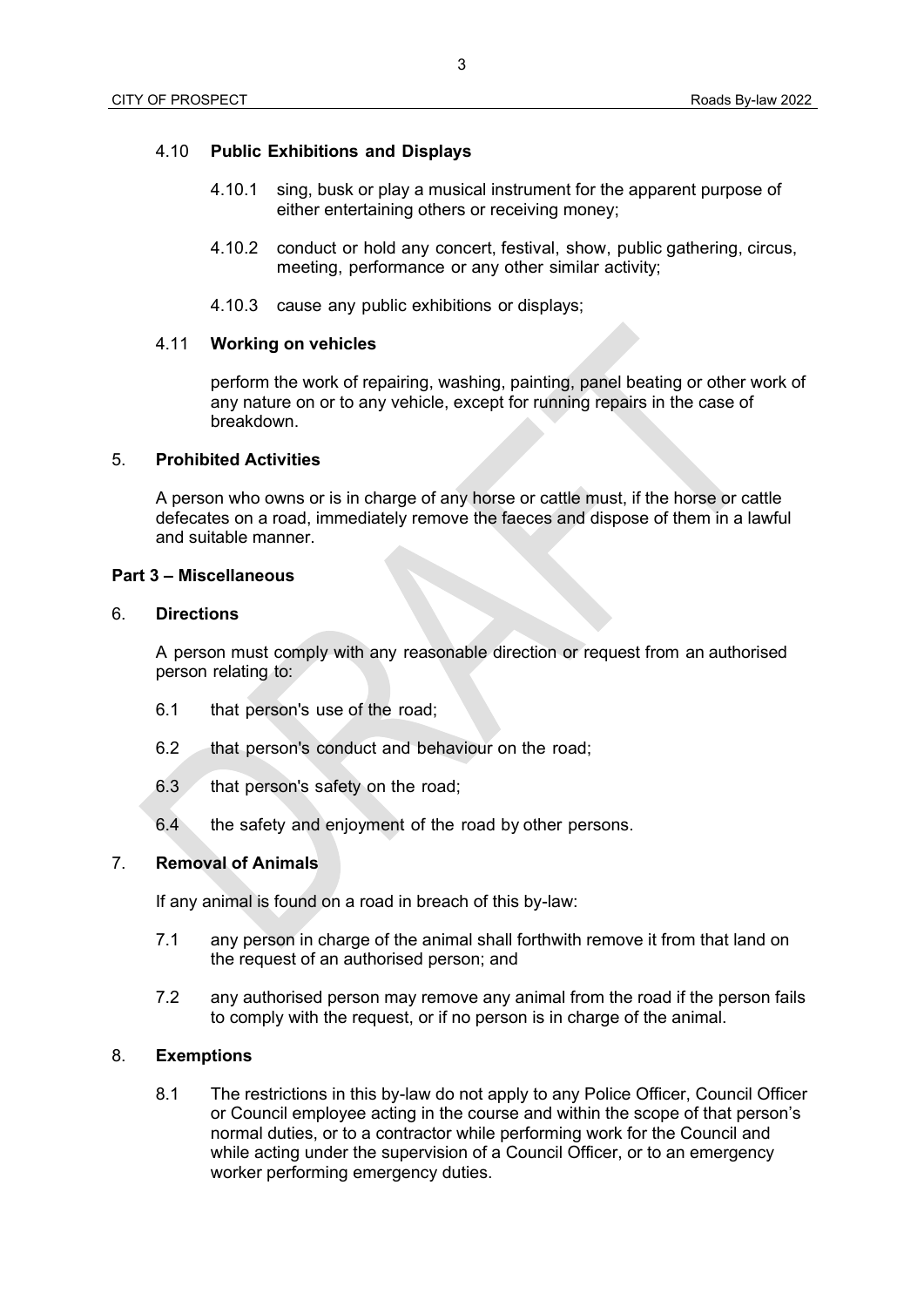4.10 **Public Exhibitions and Displays**

4.10.1 sing, busk or play a musical instrument for the apparent purpose of either entertaining others or receiving money;

4.10.2 conduct or hold any concert, festival, show, public gathering, circus, meeting, performance or any other similar activity;

4.10.3 cause any public exhibitions or displays;

4.11 **Working on vehicles**

perform the work of repairing, washing, painting, panel beating or other work of any nature on or to any vehicle, except for running repairs in the case of breakdown.

5. **Prohibited Activities**

A person who owns or is in charge of any horse or cattle must, if the horse or cattle defecates on a road, immediately remove the faeces and dispose of them in a lawful and suitable manner.

**Part 3 – Miscellaneous**

6. **Directions**

A person must comply with any reasonable direction or request from an authorised person relating to:

6.1 that person's use of the road;

6.2 that person's conduct and behaviour on the road;

6.3 that person's safety on the road;

6.4 the safety and enjoyment of the road by other persons.

7. **Removal of Animals**

If any animal is found on a road in breach of this by-law:

7.1 any person in charge of the animal shall forthwith remove it from that land on the request of an authorised person; and

7.2 any authorised person may remove any animal from the road if the person fails to comply with the request, or if no person is in charge of the animal.

8. **Exemptions**

8.1 The restrictions in this by-law do not apply to any Police Officer, Council Officer or Council employee acting in the course and within the scope of that person's normal duties, or to a contractor while performing work for the Council and while acting under the supervision of a Council Officer, or to an emergency worker performing emergency duties.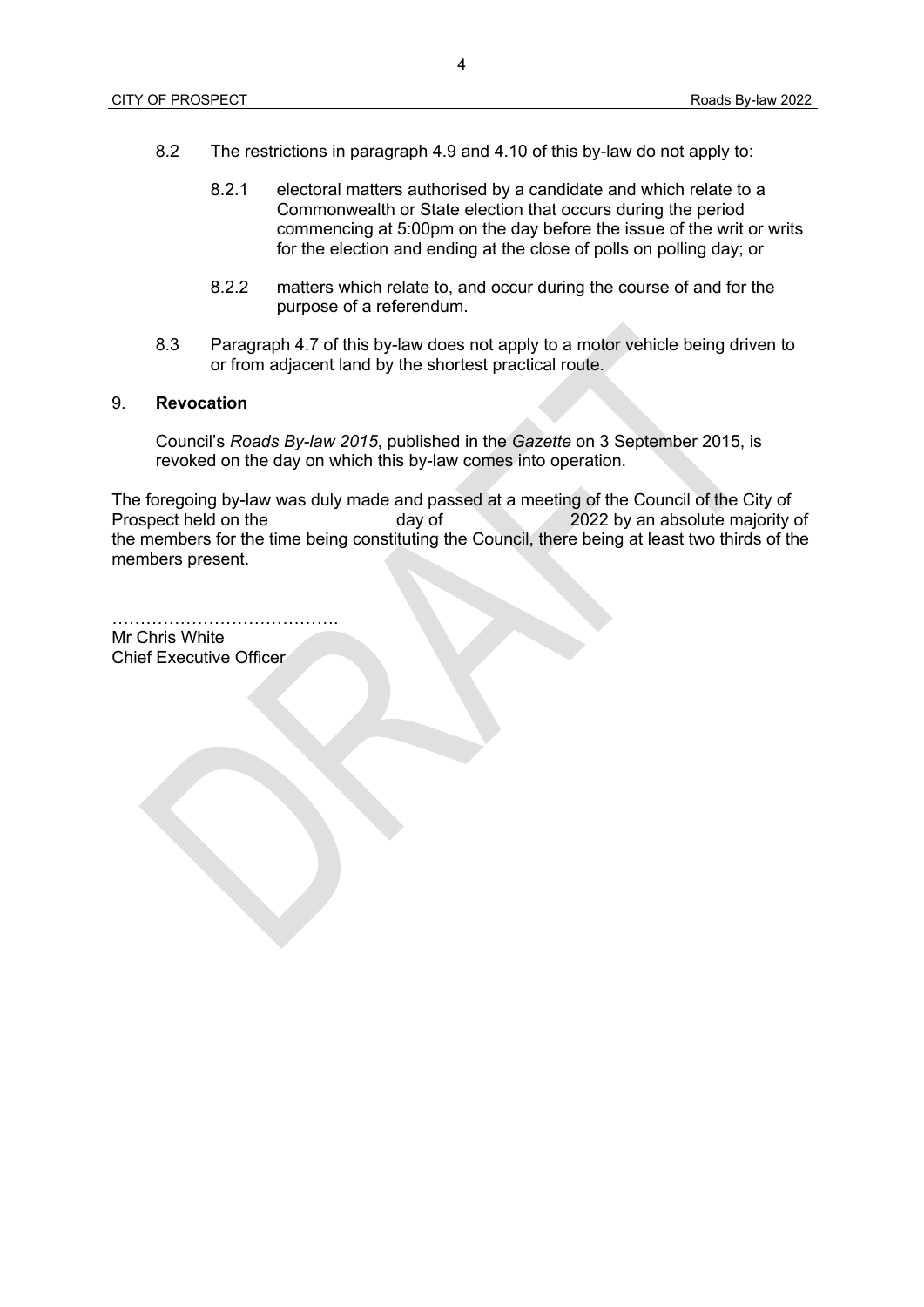8.2 The restrictions in paragraph 4.9 and 4.10 of this by-law do not apply to:

8.2.1 electoral matters authorised by a candidate and which relate to a Commonwealth or State election that occurs during the period commencing at 5:00pm on the day before the issue of the writ or writs for the election and ending at the close of polls on polling day; or

8.2.2 matters which relate to, and occur during the course of and for the purpose of a referendum.

8.3 Paragraph 4.7 of this by-law does not apply to a motor vehicle being driven to or from adjacent land by the shortest practical route.

## 9. **Revocation**

Council's *Roads By-law 2015*, published in the *Gazette* on 3 September 2015, is revoked on the day on which this by-law comes into operation.

The foregoing by-law was duly made and passed at a meeting of the Council of the City of Prospect held on the day of 2022 by an absolute majority of the members for the time being constituting the Council, there being at least two thirds of the members present.

………………………………….
Mr Chris White
Chief Executive Officer

DRAFT